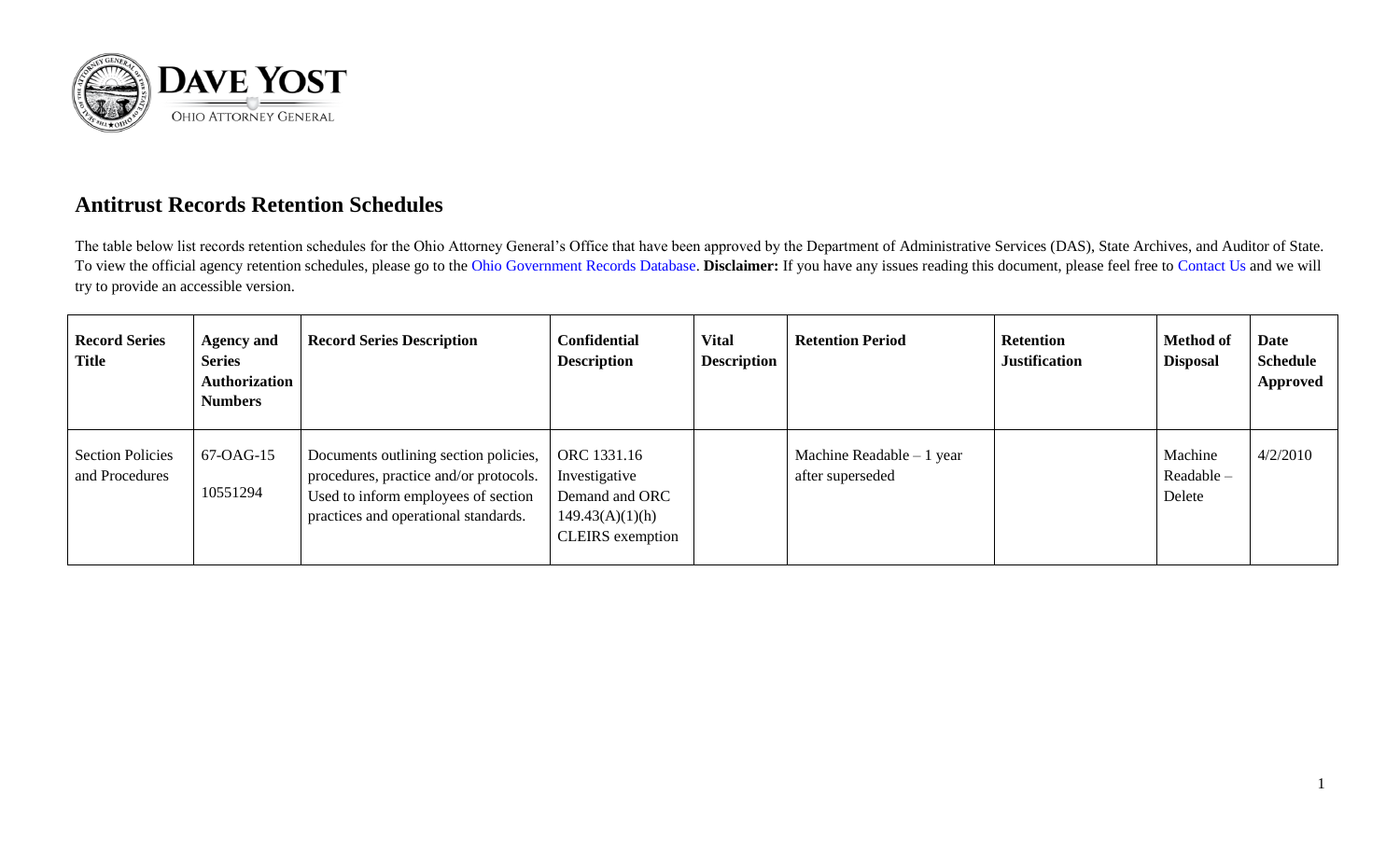DAVE YOST

OHIO ATTORNEY GENERAL

## Antitrust Records Retention Schedules

The table below list records retention schedules for the Ohio Attorney General's Office that have been approved by the Department of Administrative Services (DAS), State Archives, and Auditor of State. To view the official agency retention schedules, please go to the Ohio Government Records Database. **Disclaimer:** If you have any issues reading this document, please feel free to Contact Us and we will try to provide an accessible version.

| Record Series Title | Agency and Series Authorization Numbers | Record Series Description | Confidential Description | Vital Description | Retention Period | Retention Justification | Method of Disposal | Date Schedule Approved |
|---|---|---|---|---|---|---|---|---|
| Section Policies and Procedures | 67-OAG-15 10551294 | Documents outlining section policies, procedures, practice and/or protocols. Used to inform employees of section practices and operational standards. | ORC 1331.16 Investigative Demand and ORC 149.43(A)(1)(h) CLEIRS exemption | | Machine Readable – 1 year after superseded | | Machine Readable – Delete | 4/2/2010 |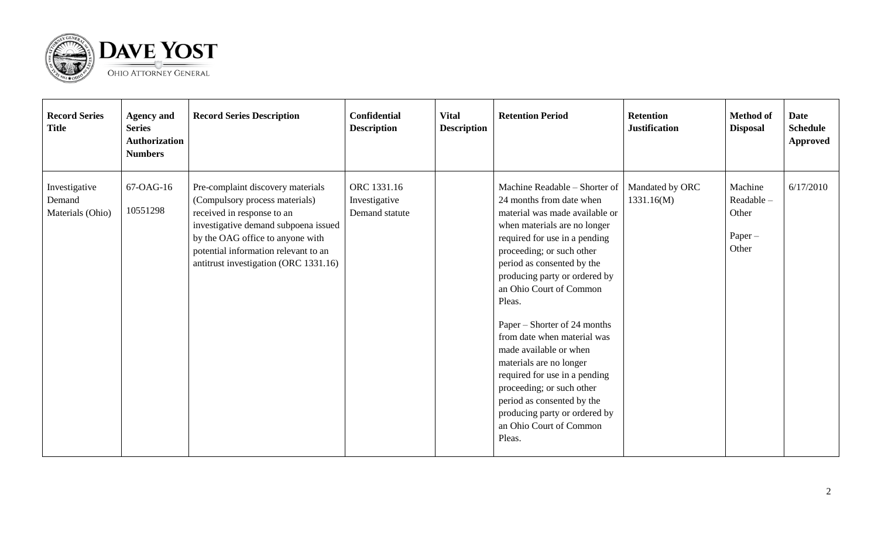| Record Series Title | Agency and Series Authorization Numbers | Record Series Description | Confidential Description | Vital Description | Retention Period | Retention Justification | Method of Disposal | Date Schedule Approved |
|---|---|---|---|---|---|---|---|---|
| Investigative Demand Materials (Ohio) | 67-OAG-16<br><br>10551298 | Pre-complaint discovery materials (Compulsory process materials) received in response to an investigative demand subpoena issued by the OAG office to anyone with potential information relevant to an antitrust investigation (ORC 1331.16) | ORC 1331.16 Investigative Demand statute | | Machine Readable – Shorter of 24 months from date when material was made available or when materials are no longer required for use in a pending proceeding; or such other period as consented by the producing party or ordered by an Ohio Court of Common Pleas.<br><br>Paper – Shorter of 24 months from date when material was made available or when materials are no longer required for use in a pending proceeding; or such other period as consented by the producing party or ordered by an Ohio Court of Common Pleas. | Mandated by ORC 1331.16(M) | Machine Readable – Other<br><br>Paper – Other | 6/17/2010 |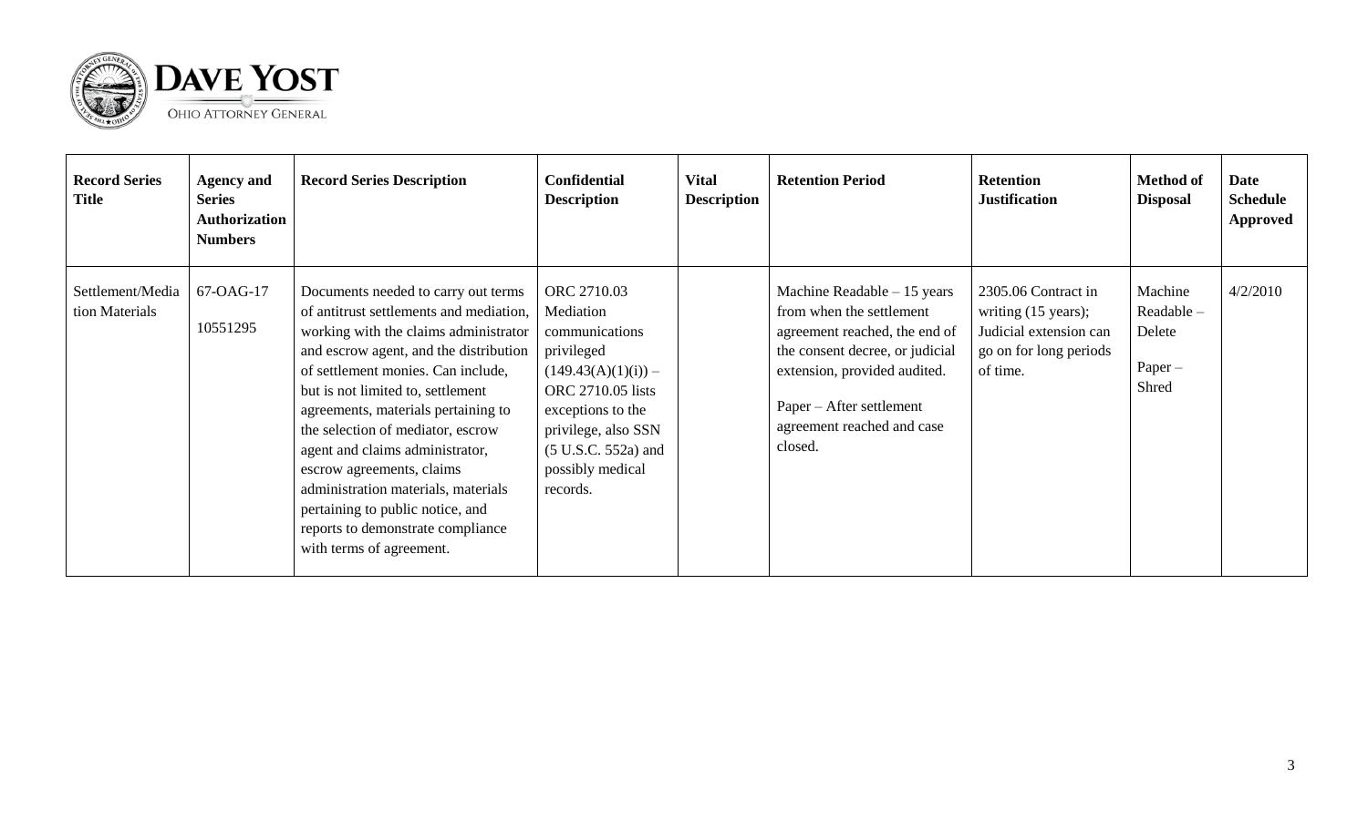| Record Series Title | Agency and Series Authorization Numbers | Record Series Description | Confidential Description | Vital Description | Retention Period | Retention Justification | Method of Disposal | Date Schedule Approved |
|---|---|---|---|---|---|---|---|---|
| Settlement/Mediation Materials | 67-OAG-17<br><br>10551295 | Documents needed to carry out terms of antitrust settlements and mediation, working with the claims administrator and escrow agent, and the distribution of settlement monies. Can include, but is not limited to, settlement agreements, materials pertaining to the selection of mediator, escrow agent and claims administrator, escrow agreements, claims administration materials, materials pertaining to public notice, and reports to demonstrate compliance with terms of agreement. | ORC 2710.03 Mediation communications privileged (149.43(A)(1)(i)) – ORC 2710.05 lists exceptions to the privilege, also SSN (5 U.S.C. 552a) and possibly medical records. | | Machine Readable – 15 years from when the settlement agreement reached, the end of the consent decree, or judicial extension, provided audited.<br><br>Paper – After settlement agreement reached and case closed. | 2305.06 Contract in writing (15 years); Judicial extension can go on for long periods of time. | Machine Readable – Delete<br><br>Paper – Shred | 4/2/2010 |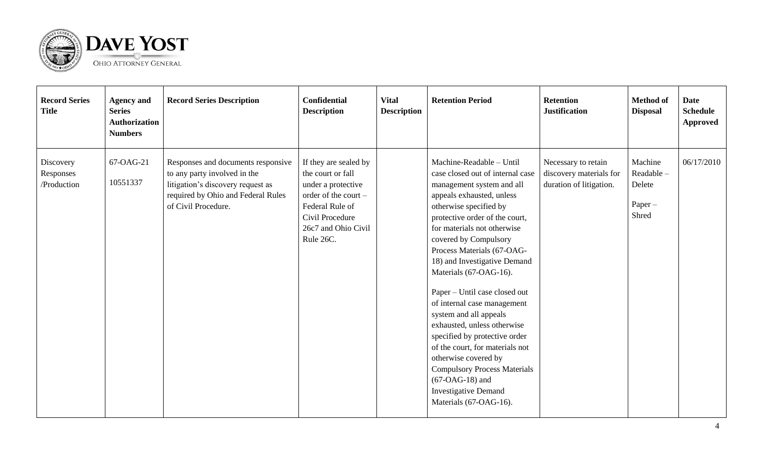| Record Series Title | Agency and Series Authorization Numbers | Record Series Description | Confidential Description | Vital Description | Retention Period | Retention Justification | Method of Disposal | Date Schedule Approved |
|---|---|---|---|---|---|---|---|---|
| Discovery Responses /Production | 67-OAG-21<br><br>10551337 | Responses and documents responsive to any party involved in the litigation's discovery request as required by Ohio and Federal Rules of Civil Procedure. | If they are sealed by the court or fall under a protective order of the court – Federal Rule of Civil Procedure 26c7 and Ohio Civil Rule 26C. | | Machine-Readable – Until case closed out of internal case management system and all appeals exhausted, unless otherwise specified by protective order of the court, for materials not otherwise covered by Compulsory Process Materials (67-OAG-18) and Investigative Demand Materials (67-OAG-16).<br><br>Paper – Until case closed out of internal case management system and all appeals exhausted, unless otherwise specified by protective order of the court, for materials not otherwise covered by Compulsory Process Materials (67-OAG-18) and Investigative Demand Materials (67-OAG-16). | Necessary to retain discovery materials for duration of litigation. | Machine Readable – Delete<br><br>Paper – Shred | 06/17/2010 |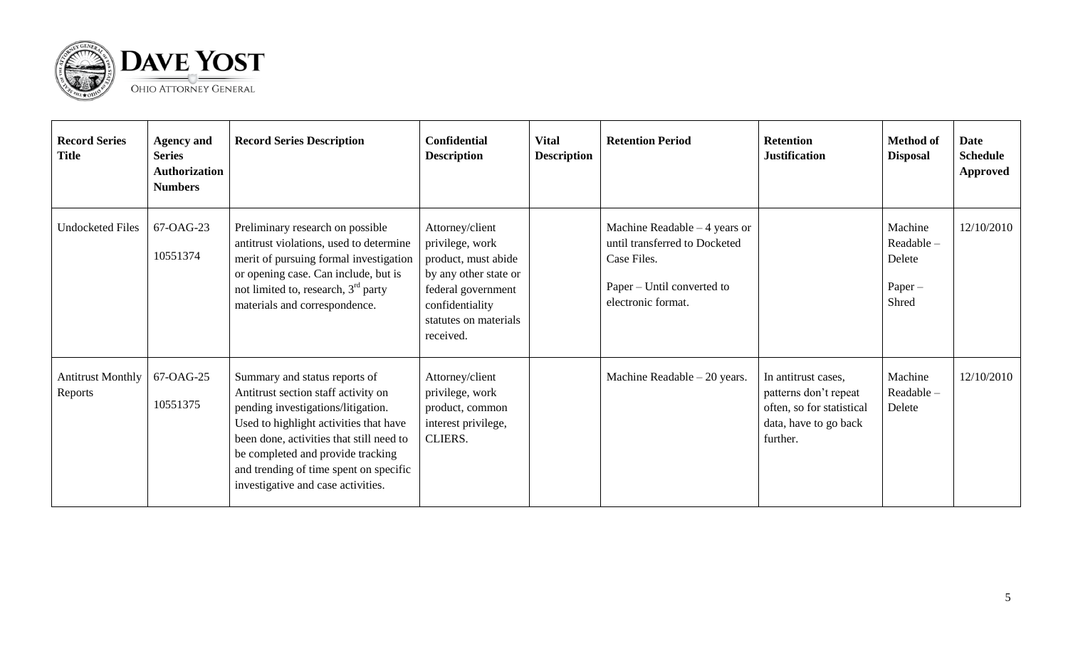| Record Series Title | Agency and Series Authorization Numbers | Record Series Description | Confidential Description | Vital Description | Retention Period | Retention Justification | Method of Disposal | Date Schedule Approved |
|---|---|---|---|---|---|---|---|---|
| Undocketed Files | 67-OAG-23<br><br>10551374 | Preliminary research on possible antitrust violations, used to determine merit of pursuing formal investigation or opening case. Can include, but is not limited to, research, 3rd party materials and correspondence. | Attorney/client privilege, work product, must abide by any other state or federal government confidentiality statutes on materials received. | | Machine Readable – 4 years or until transferred to Docketed Case Files.<br><br>Paper – Until converted to electronic format. | | Machine Readable – Delete<br><br>Paper – Shred | 12/10/2010 |
| Antitrust Monthly Reports | 67-OAG-25<br><br>10551375 | Summary and status reports of Antitrust section staff activity on pending investigations/litigation. Used to highlight activities that have been done, activities that still need to be completed and provide tracking and trending of time spent on specific investigative and case activities. | Attorney/client privilege, work product, common interest privilege, CLIERS. | | Machine Readable – 20 years. | In antitrust cases, patterns don't repeat often, so for statistical data, have to go back further. | Machine Readable – Delete | 12/10/2010 |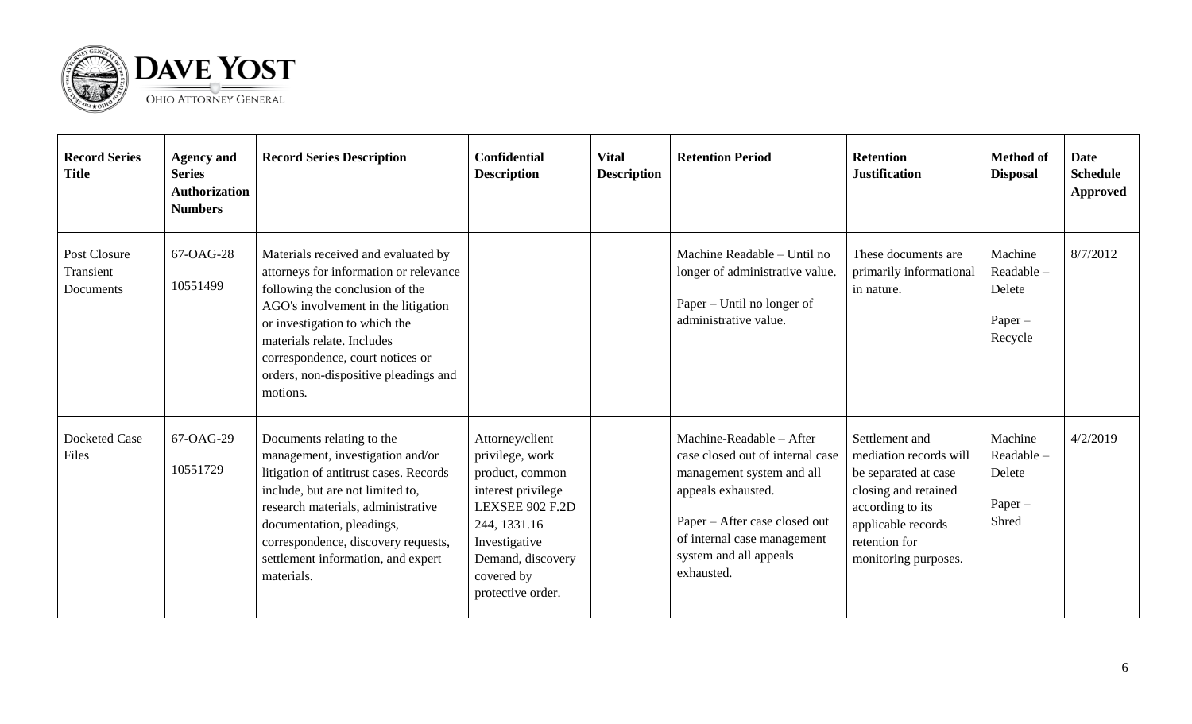| Record Series Title | Agency and Series Authorization Numbers | Record Series Description | Confidential Description | Vital Description | Retention Period | Retention Justification | Method of Disposal | Date Schedule Approved |
|---|---|---|---|---|---|---|---|---|
| Post Closure Transient Documents | 67-OAG-28<br><br>10551499 | Materials received and evaluated by attorneys for information or relevance following the conclusion of the AGO's involvement in the litigation or investigation to which the materials relate. Includes correspondence, court notices or orders, non-dispositive pleadings and motions. | | | Machine Readable – Until no longer of administrative value.<br><br>Paper – Until no longer of administrative value. | These documents are primarily informational in nature. | Machine Readable – Delete<br><br>Paper – Recycle | 8/7/2012 |
| Docketed Case Files | 67-OAG-29<br><br>10551729 | Documents relating to the management, investigation and/or litigation of antitrust cases. Records include, but are not limited to, research materials, administrative documentation, pleadings, correspondence, discovery requests, settlement information, and expert materials. | Attorney/client privilege, work product, common interest privilege LEXSEE 902 F.2D 244, 1331.16 Investigative Demand, discovery covered by protective order. | | Machine-Readable – After case closed out of internal case management system and all appeals exhausted.<br><br>Paper – After case closed out of internal case management system and all appeals exhausted. | Settlement and mediation records will be separated at case closing and retained according to its applicable records retention for monitoring purposes. | Machine Readable – Delete<br><br>Paper – Shred | 4/2/2019 |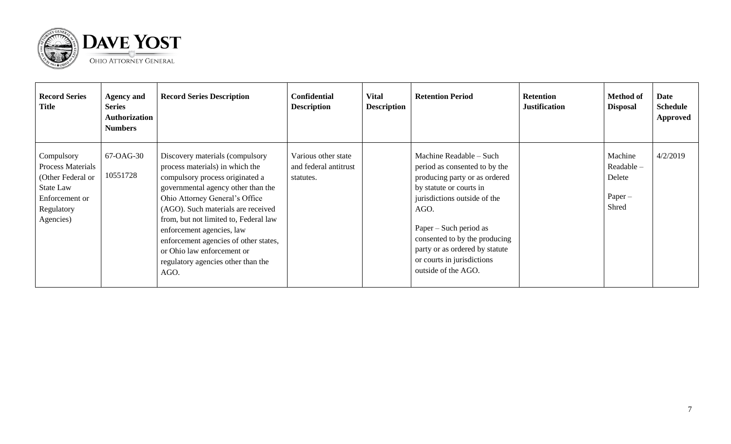| Record Series Title | Agency and Series Authorization Numbers | Record Series Description | Confidential Description | Vital Description | Retention Period | Retention Justification | Method of Disposal | Date Schedule Approved |
|---|---|---|---|---|---|---|---|---|
| Compulsory Process Materials (Other Federal or State Law Enforcement or Regulatory Agencies) | 67-OAG-30<br><br>10551728 | Discovery materials (compulsory process materials) in which the compulsory process originated a governmental agency other than the Ohio Attorney General's Office (AGO). Such materials are received from, but not limited to, Federal law enforcement agencies, law enforcement agencies of other states, or Ohio law enforcement or regulatory agencies other than the AGO. | Various other state and federal antitrust statutes. | | Machine Readable – Such period as consented to by the producing party or as ordered by statute or courts in jurisdictions outside of the AGO.<br><br>Paper – Such period as consented to by the producing party or as ordered by statute or courts in jurisdictions outside of the AGO. | | Machine Readable – Delete<br><br>Paper – Shred | 4/2/2019 |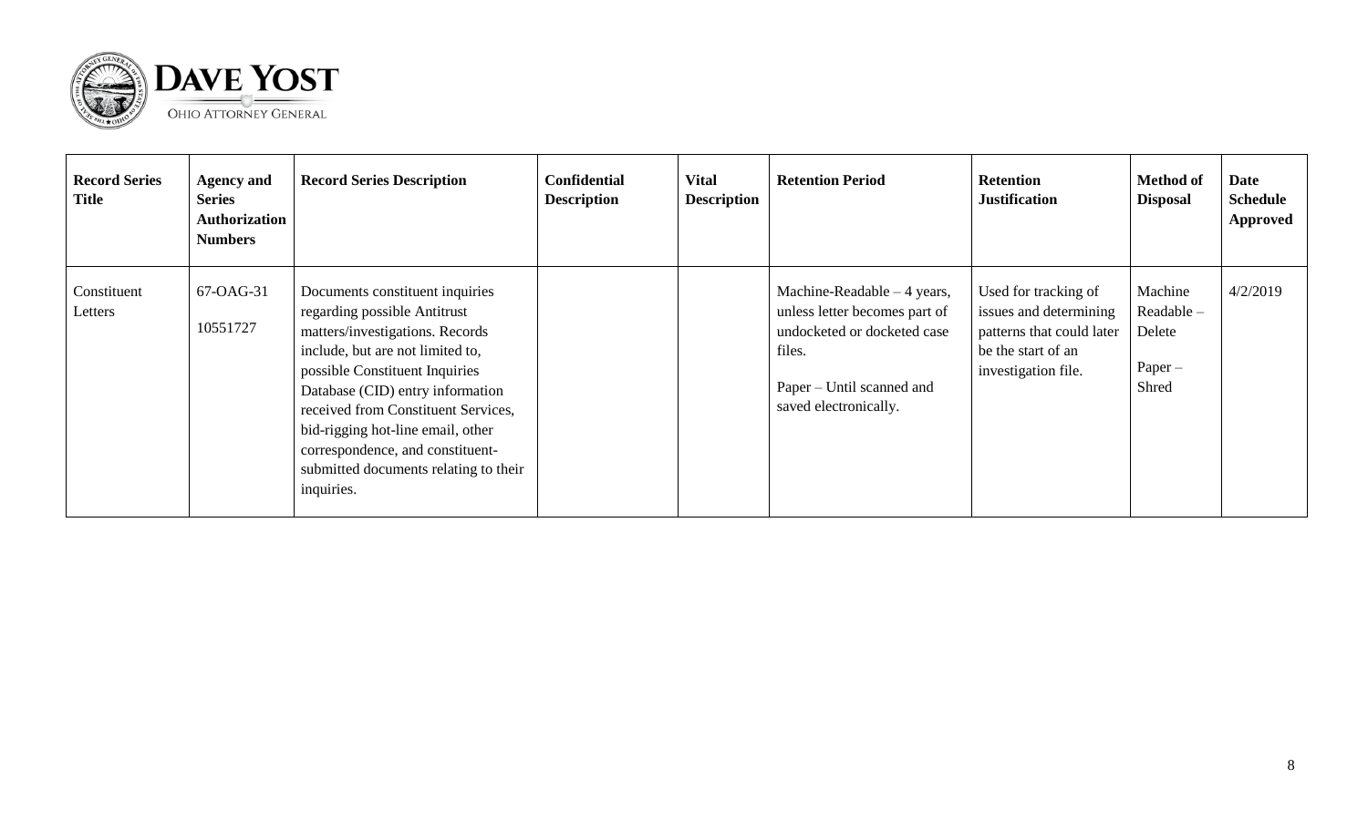| Record Series Title | Agency and Series Authorization Numbers | Record Series Description | Confidential Description | Vital Description | Retention Period | Retention Justification | Method of Disposal | Date Schedule Approved |
|---|---|---|---|---|---|---|---|---|
| Constituent Letters | 67-OAG-31<br><br>10551727 | Documents constituent inquiries regarding possible Antitrust matters/investigations. Records include, but are not limited to, possible Constituent Inquiries Database (CID) entry information received from Constituent Services, bid-rigging hot-line email, other correspondence, and constituent-submitted documents relating to their inquiries. | | | Machine-Readable – 4 years, unless letter becomes part of undocketed or docketed case files.<br><br>Paper – Until scanned and saved electronically. | Used for tracking of issues and determining patterns that could later be the start of an investigation file. | Machine Readable – Delete<br><br>Paper – Shred | 4/2/2019 |